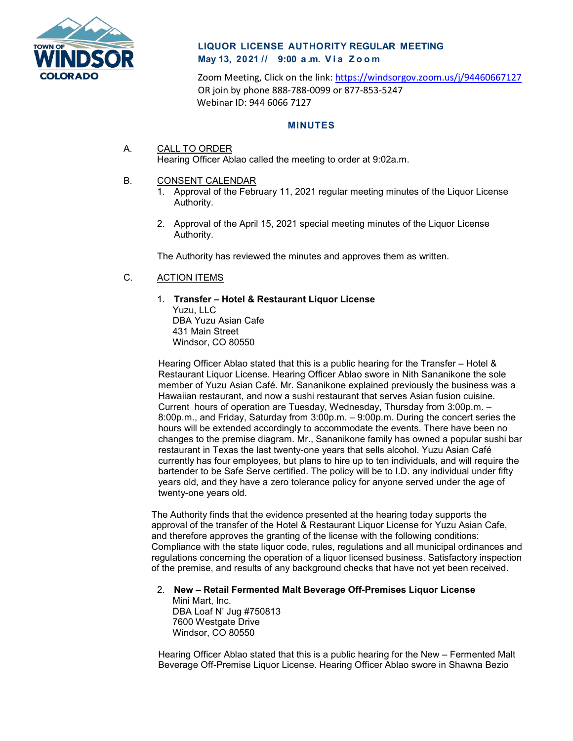**LIQUOR LICENSE AUTHORITY REGULAR MEETING**
**May 13, 2021 // 9:00 a.m. Via Zoom**

Zoom Meeting, Click on the link: https://windsorgov.zoom.us/j/94460667127
OR join by phone 888-788-0099 or 877-853-5247
Webinar ID: 944 6066 7127

# MINUTES

A. CALL TO ORDER
Hearing Officer Ablao called the meeting to order at 9:02a.m.

B. CONSENT CALENDAR

1. Approval of the February 11, 2021 regular meeting minutes of the Liquor License Authority.
2. Approval of the April 15, 2021 special meeting minutes of the Liquor License Authority.

The Authority has reviewed the minutes and approves them as written.

C. ACTION ITEMS

1. **Transfer – Hotel & Restaurant Liquor License**
Yuzu, LLC
DBA Yuzu Asian Cafe
431 Main Street
Windsor, CO 80550

Hearing Officer Ablao stated that this is a public hearing for the Transfer – Hotel & Restaurant Liquor License. Hearing Officer Ablao swore in Nith Sananikone the sole member of Yuzu Asian Café. Mr. Sananikone explained previously the business was a Hawaiian restaurant, and now a sushi restaurant that serves Asian fusion cuisine. Current hours of operation are Tuesday, Wednesday, Thursday from 3:00p.m. – 8:00p.m., and Friday, Saturday from 3:00p.m. – 9:00p.m. During the concert series the hours will be extended accordingly to accommodate the events. There have been no changes to the premise diagram. Mr., Sananikone family has owned a popular sushi bar restaurant in Texas the last twenty-one years that sells alcohol. Yuzu Asian Café currently has four employees, but plans to hire up to ten individuals, and will require the bartender to be Safe Serve certified. The policy will be to I.D. any individual under fifty years old, and they have a zero tolerance policy for anyone served under the age of twenty-one years old.

The Authority finds that the evidence presented at the hearing today supports the approval of the transfer of the Hotel & Restaurant Liquor License for Yuzu Asian Cafe, and therefore approves the granting of the license with the following conditions: Compliance with the state liquor code, rules, regulations and all municipal ordinances and regulations concerning the operation of a liquor licensed business. Satisfactory inspection of the premise, and results of any background checks that have not yet been received.

2. **New – Retail Fermented Malt Beverage Off-Premises Liquor License**
Mini Mart, Inc.
DBA Loaf N' Jug #750813
7600 Westgate Drive
Windsor, CO 80550

Hearing Officer Ablao stated that this is a public hearing for the New – Fermented Malt Beverage Off-Premise Liquor License. Hearing Officer Ablao swore in Shawna Bezio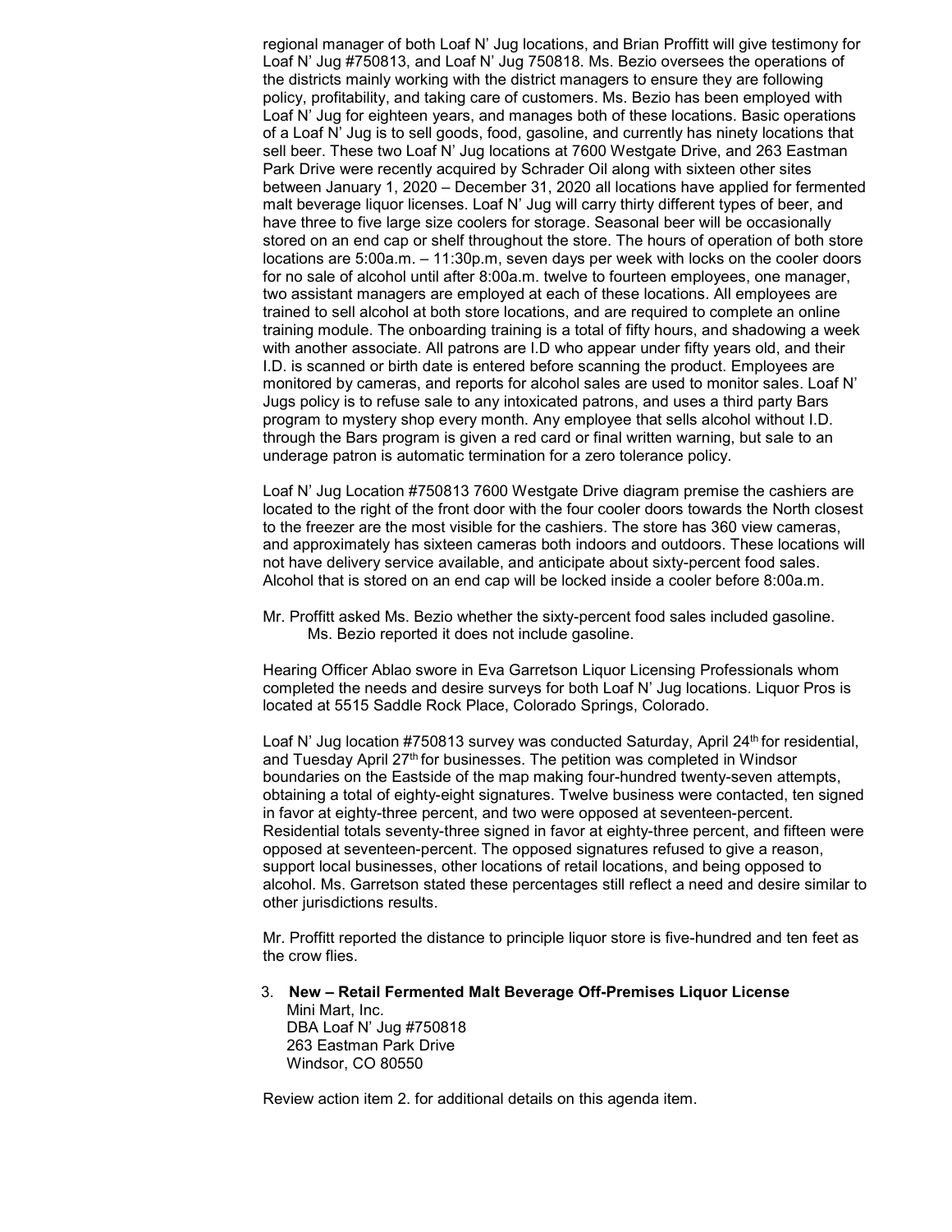regional manager of both Loaf N' Jug locations, and Brian Proffitt will give testimony for Loaf N' Jug #750813, and Loaf N' Jug 750818. Ms. Bezio oversees the operations of the districts mainly working with the district managers to ensure they are following policy, profitability, and taking care of customers. Ms. Bezio has been employed with Loaf N' Jug for eighteen years, and manages both of these locations. Basic operations of a Loaf N' Jug is to sell goods, food, gasoline, and currently has ninety locations that sell beer. These two Loaf N' Jug locations at 7600 Westgate Drive, and 263 Eastman Park Drive were recently acquired by Schrader Oil along with sixteen other sites between January 1, 2020 – December 31, 2020 all locations have applied for fermented malt beverage liquor licenses. Loaf N' Jug will carry thirty different types of beer, and have three to five large size coolers for storage. Seasonal beer will be occasionally stored on an end cap or shelf throughout the store. The hours of operation of both store locations are 5:00a.m. – 11:30p.m, seven days per week with locks on the cooler doors for no sale of alcohol until after 8:00a.m. twelve to fourteen employees, one manager, two assistant managers are employed at each of these locations. All employees are trained to sell alcohol at both store locations, and are required to complete an online training module. The onboarding training is a total of fifty hours, and shadowing a week with another associate. All patrons are I.D who appear under fifty years old, and their I.D. is scanned or birth date is entered before scanning the product. Employees are monitored by cameras, and reports for alcohol sales are used to monitor sales. Loaf N' Jugs policy is to refuse sale to any intoxicated patrons, and uses a third party Bars program to mystery shop every month. Any employee that sells alcohol without I.D. through the Bars program is given a red card or final written warning, but sale to an underage patron is automatic termination for a zero tolerance policy.

Loaf N' Jug Location #750813 7600 Westgate Drive diagram premise the cashiers are located to the right of the front door with the four cooler doors towards the North closest to the freezer are the most visible for the cashiers. The store has 360 view cameras, and approximately has sixteen cameras both indoors and outdoors. These locations will not have delivery service available, and anticipate about sixty-percent food sales. Alcohol that is stored on an end cap will be locked inside a cooler before 8:00a.m.

Mr. Proffitt asked Ms. Bezio whether the sixty-percent food sales included gasoline.
Ms. Bezio reported it does not include gasoline.

Hearing Officer Ablao swore in Eva Garretson Liquor Licensing Professionals whom completed the needs and desire surveys for both Loaf N' Jug locations. Liquor Pros is located at 5515 Saddle Rock Place, Colorado Springs, Colorado.

Loaf N' Jug location #750813 survey was conducted Saturday, April 24th for residential, and Tuesday April 27th for businesses. The petition was completed in Windsor boundaries on the Eastside of the map making four-hundred twenty-seven attempts, obtaining a total of eighty-eight signatures. Twelve business were contacted, ten signed in favor at eighty-three percent, and two were opposed at seventeen-percent. Residential totals seventy-three signed in favor at eighty-three percent, and fifteen were opposed at seventeen-percent. The opposed signatures refused to give a reason, support local businesses, other locations of retail locations, and being opposed to alcohol. Ms. Garretson stated these percentages still reflect a need and desire similar to other jurisdictions results.

Mr. Proffitt reported the distance to principle liquor store is five-hundred and ten feet as the crow flies.

3. **New – Retail Fermented Malt Beverage Off-Premises Liquor License**
   Mini Mart, Inc.
   DBA Loaf N' Jug #750818
   263 Eastman Park Drive
   Windsor, CO 80550

Review action item 2. for additional details on this agenda item.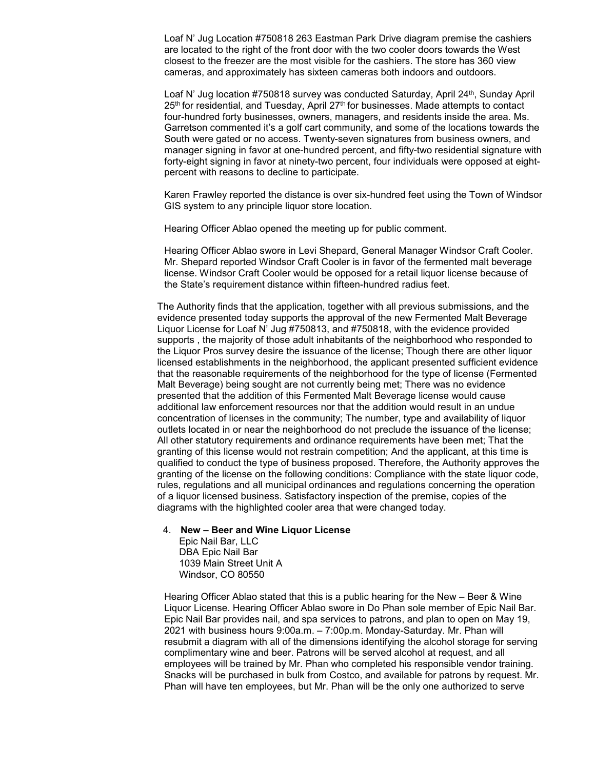Loaf N' Jug Location #750818 263 Eastman Park Drive diagram premise the cashiers are located to the right of the front door with the two cooler doors towards the West closest to the freezer are the most visible for the cashiers. The store has 360 view cameras, and approximately has sixteen cameras both indoors and outdoors.

Loaf N' Jug location #750818 survey was conducted Saturday, April 24th, Sunday April 25th for residential, and Tuesday, April 27th for businesses. Made attempts to contact four-hundred forty businesses, owners, managers, and residents inside the area. Ms. Garretson commented it's a golf cart community, and some of the locations towards the South were gated or no access. Twenty-seven signatures from business owners, and manager signing in favor at one-hundred percent, and fifty-two residential signature with forty-eight signing in favor at ninety-two percent, four individuals were opposed at eight-percent with reasons to decline to participate.

Karen Frawley reported the distance is over six-hundred feet using the Town of Windsor GIS system to any principle liquor store location.

Hearing Officer Ablao opened the meeting up for public comment.

Hearing Officer Ablao swore in Levi Shepard, General Manager Windsor Craft Cooler. Mr. Shepard reported Windsor Craft Cooler is in favor of the fermented malt beverage license. Windsor Craft Cooler would be opposed for a retail liquor license because of the State's requirement distance within fifteen-hundred radius feet.

The Authority finds that the application, together with all previous submissions, and the evidence presented today supports the approval of the new Fermented Malt Beverage Liquor License for Loaf N' Jug #750813, and #750818, with the evidence provided supports , the majority of those adult inhabitants of the neighborhood who responded to the Liquor Pros survey desire the issuance of the license; Though there are other liquor licensed establishments in the neighborhood, the applicant presented sufficient evidence that the reasonable requirements of the neighborhood for the type of license (Fermented Malt Beverage) being sought are not currently being met; There was no evidence presented that the addition of this Fermented Malt Beverage license would cause additional law enforcement resources nor that the addition would result in an undue concentration of licenses in the community; The number, type and availability of liquor outlets located in or near the neighborhood do not preclude the issuance of the license; All other statutory requirements and ordinance requirements have been met; That the granting of this license would not restrain competition; And the applicant, at this time is qualified to conduct the type of business proposed. Therefore, the Authority approves the granting of the license on the following conditions: Compliance with the state liquor code, rules, regulations and all municipal ordinances and regulations concerning the operation of a liquor licensed business. Satisfactory inspection of the premise, copies of the diagrams with the highlighted cooler area that were changed today.

4. **New – Beer and Wine Liquor License**
   Epic Nail Bar, LLC
   DBA Epic Nail Bar
   1039 Main Street Unit A
   Windsor, CO 80550

Hearing Officer Ablao stated that this is a public hearing for the New – Beer & Wine Liquor License. Hearing Officer Ablao swore in Do Phan sole member of Epic Nail Bar. Epic Nail Bar provides nail, and spa services to patrons, and plan to open on May 19, 2021 with business hours 9:00a.m. – 7:00p.m. Monday-Saturday. Mr. Phan will resubmit a diagram with all of the dimensions identifying the alcohol storage for serving complimentary wine and beer. Patrons will be served alcohol at request, and all employees will be trained by Mr. Phan who completed his responsible vendor training. Snacks will be purchased in bulk from Costco, and available for patrons by request. Mr. Phan will have ten employees, but Mr. Phan will be the only one authorized to serve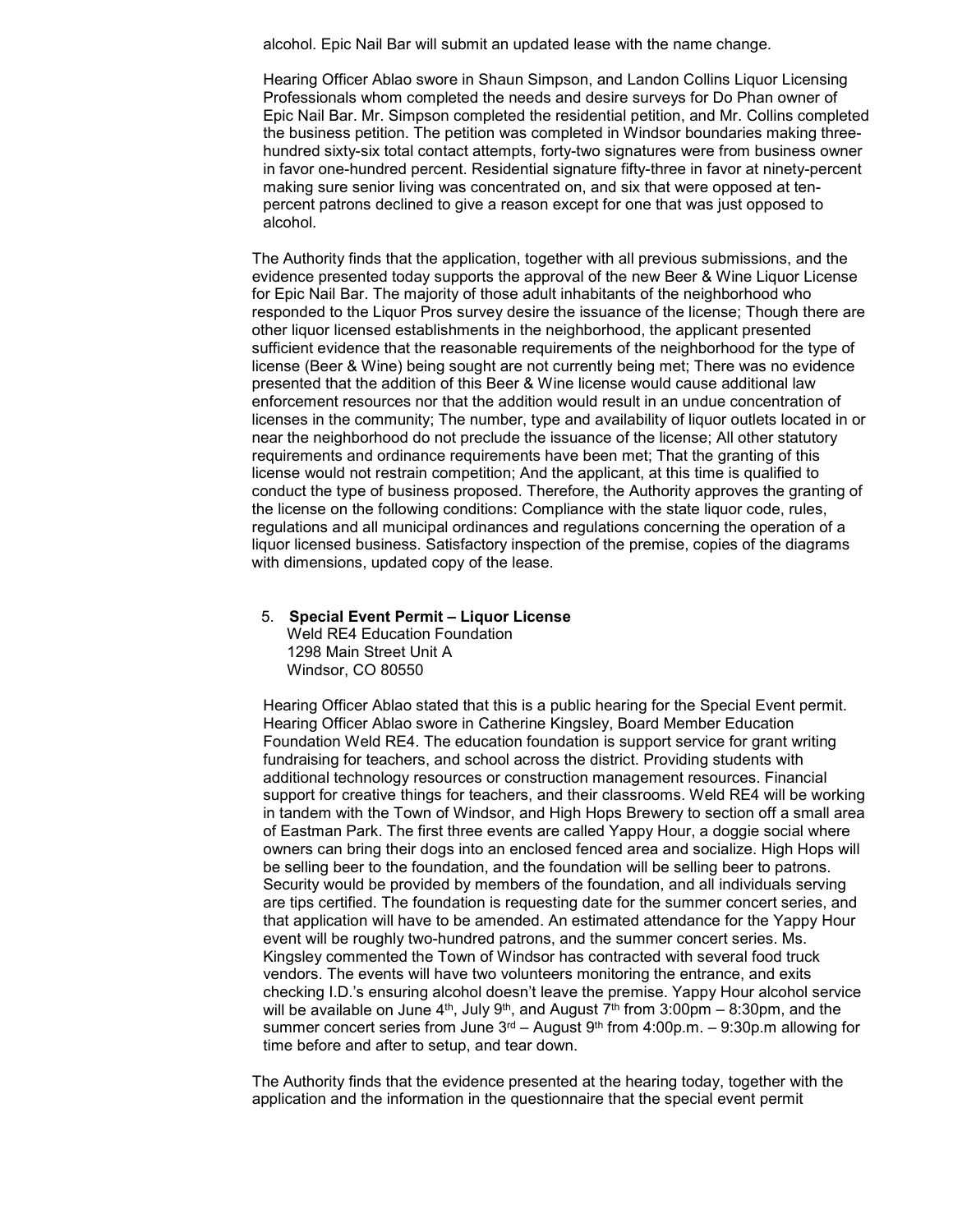alcohol. Epic Nail Bar will submit an updated lease with the name change.

Hearing Officer Ablao swore in Shaun Simpson, and Landon Collins Liquor Licensing Professionals whom completed the needs and desire surveys for Do Phan owner of Epic Nail Bar. Mr. Simpson completed the residential petition, and Mr. Collins completed the business petition. The petition was completed in Windsor boundaries making three-hundred sixty-six total contact attempts, forty-two signatures were from business owner in favor one-hundred percent. Residential signature fifty-three in favor at ninety-percent making sure senior living was concentrated on, and six that were opposed at ten-percent patrons declined to give a reason except for one that was just opposed to alcohol.

The Authority finds that the application, together with all previous submissions, and the evidence presented today supports the approval of the new Beer & Wine Liquor License for Epic Nail Bar. The majority of those adult inhabitants of the neighborhood who responded to the Liquor Pros survey desire the issuance of the license; Though there are other liquor licensed establishments in the neighborhood, the applicant presented sufficient evidence that the reasonable requirements of the neighborhood for the type of license (Beer & Wine) being sought are not currently being met; There was no evidence presented that the addition of this Beer & Wine license would cause additional law enforcement resources nor that the addition would result in an undue concentration of licenses in the community; The number, type and availability of liquor outlets located in or near the neighborhood do not preclude the issuance of the license; All other statutory requirements and ordinance requirements have been met; That the granting of this license would not restrain competition; And the applicant, at this time is qualified to conduct the type of business proposed. Therefore, the Authority approves the granting of the license on the following conditions: Compliance with the state liquor code, rules, regulations and all municipal ordinances and regulations concerning the operation of a liquor licensed business. Satisfactory inspection of the premise, copies of the diagrams with dimensions, updated copy of the lease.

5. **Special Event Permit – Liquor License**
   Weld RE4 Education Foundation
   1298 Main Street Unit A
   Windsor, CO 80550

Hearing Officer Ablao stated that this is a public hearing for the Special Event permit. Hearing Officer Ablao swore in Catherine Kingsley, Board Member Education Foundation Weld RE4. The education foundation is support service for grant writing fundraising for teachers, and school across the district. Providing students with additional technology resources or construction management resources. Financial support for creative things for teachers, and their classrooms. Weld RE4 will be working in tandem with the Town of Windsor, and High Hops Brewery to section off a small area of Eastman Park. The first three events are called Yappy Hour, a doggie social where owners can bring their dogs into an enclosed fenced area and socialize. High Hops will be selling beer to the foundation, and the foundation will be selling beer to patrons. Security would be provided by members of the foundation, and all individuals serving are tips certified. The foundation is requesting date for the summer concert series, and that application will have to be amended. An estimated attendance for the Yappy Hour event will be roughly two-hundred patrons, and the summer concert series. Ms. Kingsley commented the Town of Windsor has contracted with several food truck vendors. The events will have two volunteers monitoring the entrance, and exits checking I.D.'s ensuring alcohol doesn't leave the premise. Yappy Hour alcohol service will be available on June 4th, July 9th, and August 7th from 3:00pm – 8:30pm, and the summer concert series from June 3rd – August 9th from 4:00p.m. – 9:30p.m allowing for time before and after to setup, and tear down.

The Authority finds that the evidence presented at the hearing today, together with the application and the information in the questionnaire that the special event permit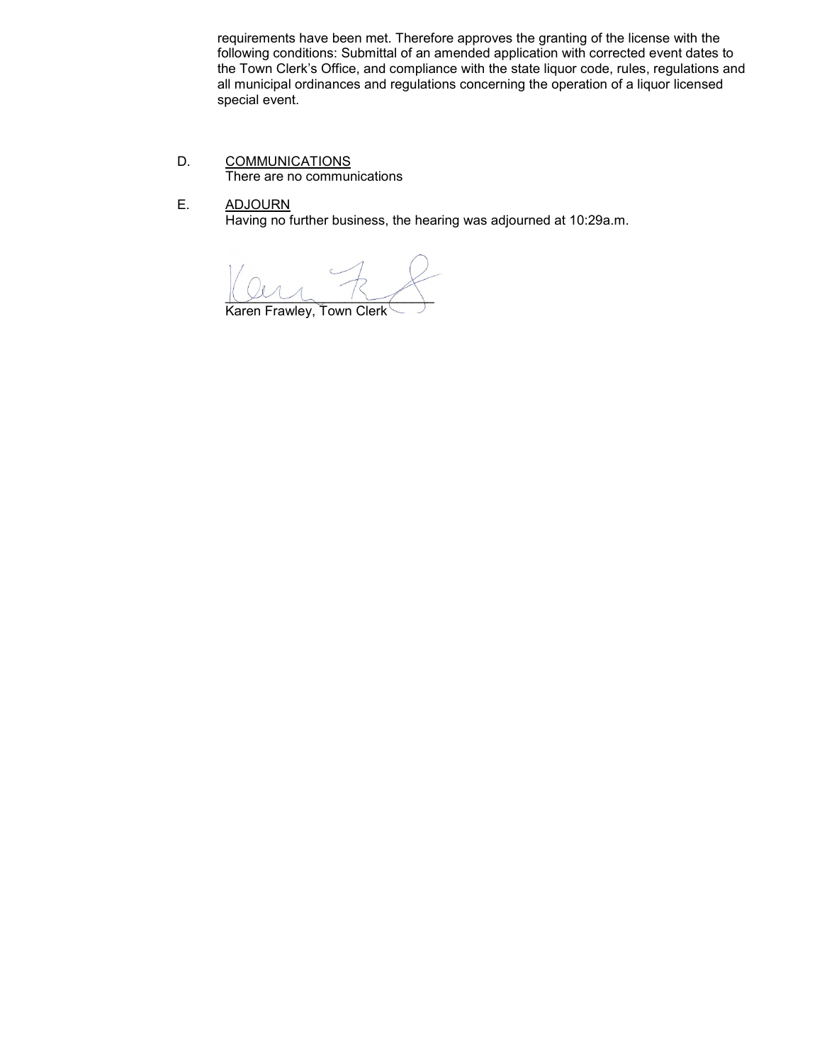requirements have been met. Therefore approves the granting of the license with the following conditions: Submittal of an amended application with corrected event dates to the Town Clerk's Office, and compliance with the state liquor code, rules, regulations and all municipal ordinances and regulations concerning the operation of a liquor licensed special event.

D. COMMUNICATIONS

There are no communications

E. ADJOURN

Having no further business, the hearing was adjourned at 10:29a.m.

Karen Frawley, Town Clerk